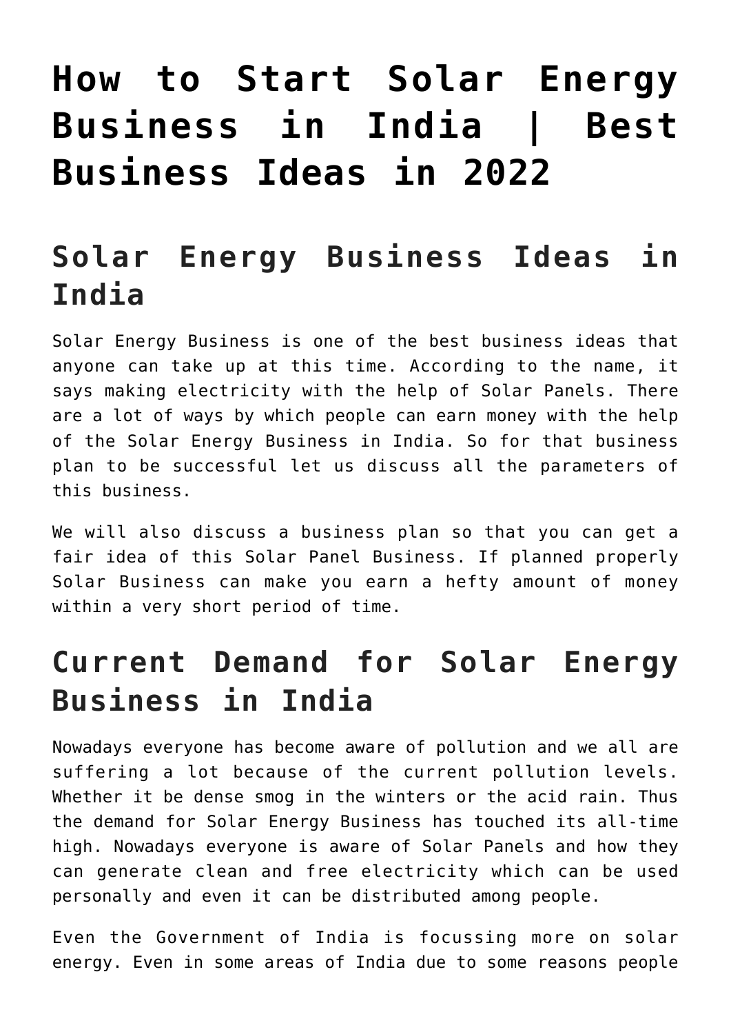# How to Start Solar Energy Business in India | Best Business Ideas in 2022

## Solar Energy Business Ideas in India

Solar Energy Business is one of the best business ideas that anyone can take up at this time. According to the name, it says making electricity with the help of Solar Panels. There are a lot of ways by which people can earn money with the help of the Solar Energy Business in India. So for that business plan to be successful let us discuss all the parameters of this business.

We will also discuss a business plan so that you can get a fair idea of this Solar Panel Business. If planned properly Solar Business can make you earn a hefty amount of money within a very short period of time.

## Current Demand for Solar Energy Business in India

Nowadays everyone has become aware of pollution and we all are suffering a lot because of the current pollution levels. Whether it be dense smog in the winters or the acid rain. Thus the demand for Solar Energy Business has touched its all-time high. Nowadays everyone is aware of Solar Panels and how they can generate clean and free electricity which can be used personally and even it can be distributed among people.

Even the Government of India is focussing more on solar energy. Even in some areas of India due to some reasons people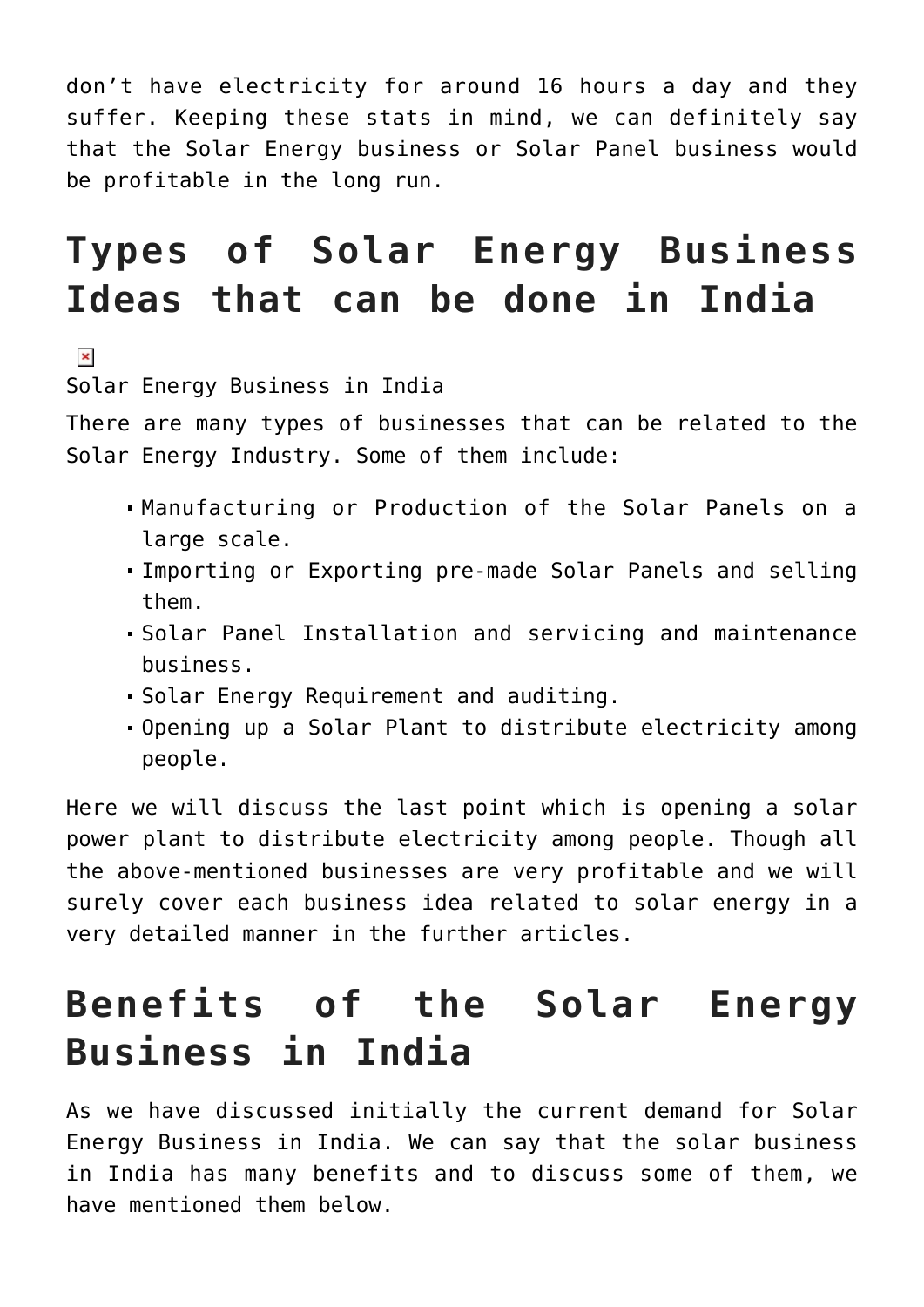don't have electricity for around 16 hours a day and they suffer. Keeping these stats in mind, we can definitely say that the Solar Energy business or Solar Panel business would be profitable in the long run.

## Types of Solar Energy Business Ideas that can be done in India

Solar Energy Business in India

There are many types of businesses that can be related to the Solar Energy Industry. Some of them include:

- Manufacturing or Production of the Solar Panels on a large scale.
- Importing or Exporting pre-made Solar Panels and selling them.
- Solar Panel Installation and servicing and maintenance business.
- Solar Energy Requirement and auditing.
- Opening up a Solar Plant to distribute electricity among people.

Here we will discuss the last point which is opening a solar power plant to distribute electricity among people. Though all the above-mentioned businesses are very profitable and we will surely cover each business idea related to solar energy in a very detailed manner in the further articles.

## Benefits of the Solar Energy Business in India

As we have discussed initially the current demand for Solar Energy Business in India. We can say that the solar business in India has many benefits and to discuss some of them, we have mentioned them below.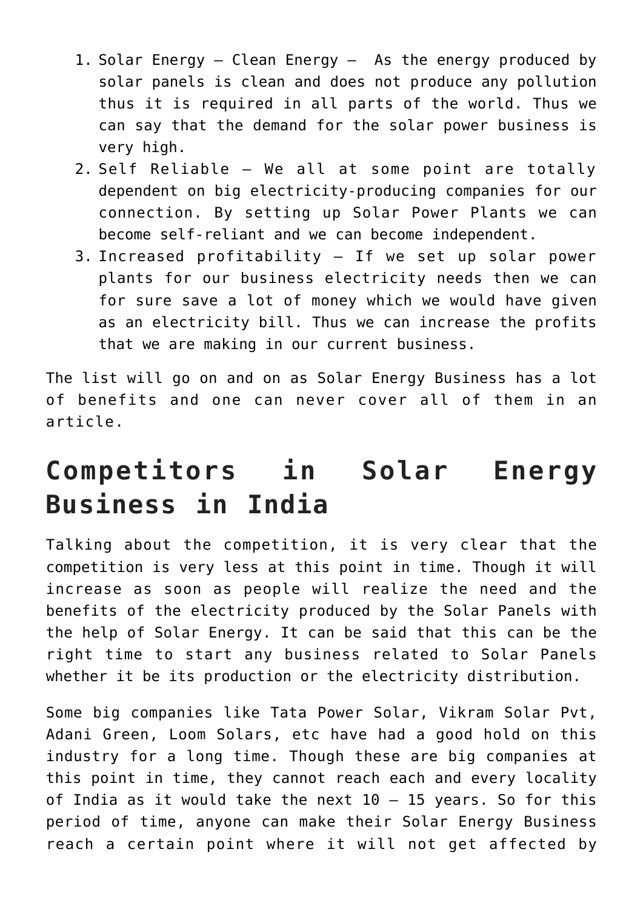1. Solar Energy – Clean Energy – As the energy produced by solar panels is clean and does not produce any pollution thus it is required in all parts of the world. Thus we can say that the demand for the solar power business is very high.
2. Self Reliable – We all at some point are totally dependent on big electricity-producing companies for our connection. By setting up Solar Power Plants we can become self-reliant and we can become independent.
3. Increased profitability – If we set up solar power plants for our business electricity needs then we can for sure save a lot of money which we would have given as an electricity bill. Thus we can increase the profits that we are making in our current business.

The list will go on and on as Solar Energy Business has a lot of benefits and one can never cover all of them in an article.

## Competitors in Solar Energy Business in India

Talking about the competition, it is very clear that the competition is very less at this point in time. Though it will increase as soon as people will realize the need and the benefits of the electricity produced by the Solar Panels with the help of Solar Energy. It can be said that this can be the right time to start any business related to Solar Panels whether it be its production or the electricity distribution.

Some big companies like Tata Power Solar, Vikram Solar Pvt, Adani Green, Loom Solars, etc have had a good hold on this industry for a long time. Though these are big companies at this point in time, they cannot reach each and every locality of India as it would take the next 10 – 15 years. So for this period of time, anyone can make their Solar Energy Business reach a certain point where it will not get affected by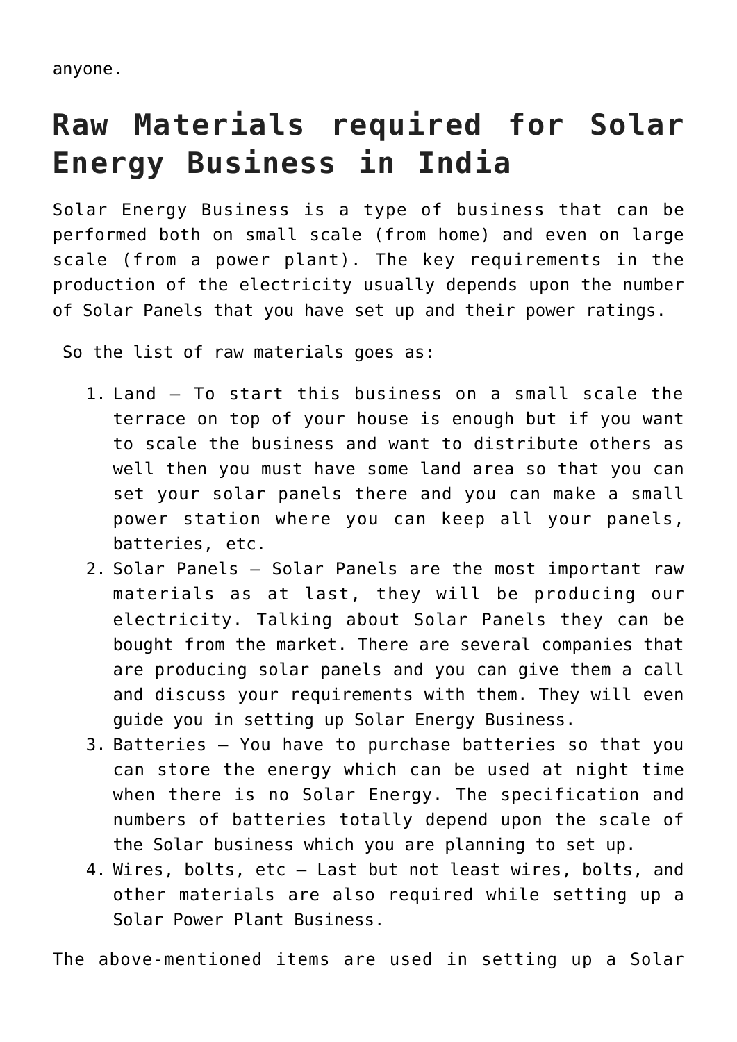anyone.

## Raw Materials required for Solar Energy Business in India

Solar Energy Business is a type of business that can be performed both on small scale (from home) and even on large scale (from a power plant). The key requirements in the production of the electricity usually depends upon the number of Solar Panels that you have set up and their power ratings.

So the list of raw materials goes as:

1. Land – To start this business on a small scale the terrace on top of your house is enough but if you want to scale the business and want to distribute others as well then you must have some land area so that you can set your solar panels there and you can make a small power station where you can keep all your panels, batteries, etc.
2. Solar Panels – Solar Panels are the most important raw materials as at last, they will be producing our electricity. Talking about Solar Panels they can be bought from the market. There are several companies that are producing solar panels and you can give them a call and discuss your requirements with them. They will even guide you in setting up Solar Energy Business.
3. Batteries – You have to purchase batteries so that you can store the energy which can be used at night time when there is no Solar Energy. The specification and numbers of batteries totally depend upon the scale of the Solar business which you are planning to set up.
4. Wires, bolts, etc – Last but not least wires, bolts, and other materials are also required while setting up a Solar Power Plant Business.

The above-mentioned items are used in setting up a Solar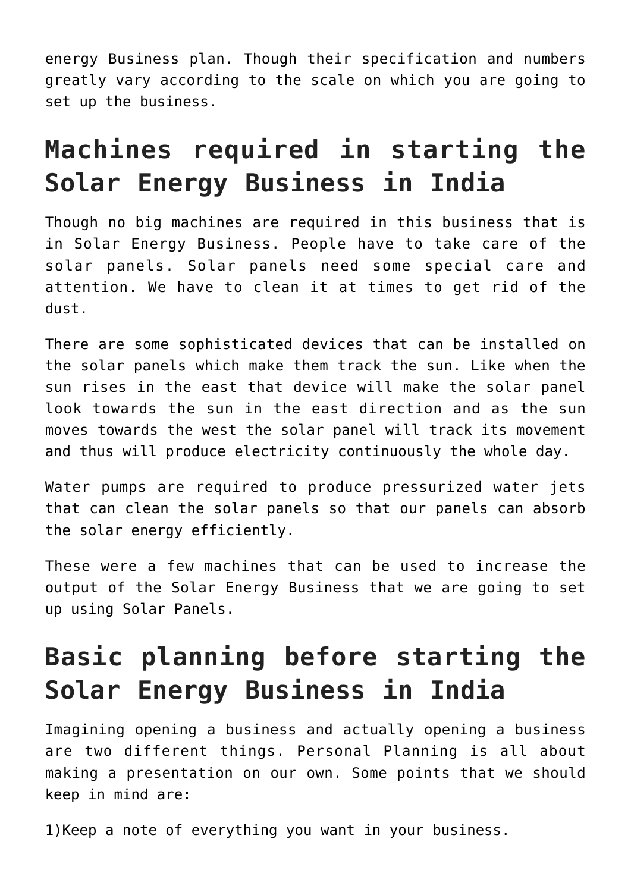energy Business plan. Though their specification and numbers greatly vary according to the scale on which you are going to set up the business.

## Machines required in starting the Solar Energy Business in India

Though no big machines are required in this business that is in Solar Energy Business. People have to take care of the solar panels. Solar panels need some special care and attention. We have to clean it at times to get rid of the dust.

There are some sophisticated devices that can be installed on the solar panels which make them track the sun. Like when the sun rises in the east that device will make the solar panel look towards the sun in the east direction and as the sun moves towards the west the solar panel will track its movement and thus will produce electricity continuously the whole day.

Water pumps are required to produce pressurized water jets that can clean the solar panels so that our panels can absorb the solar energy efficiently.

These were a few machines that can be used to increase the output of the Solar Energy Business that we are going to set up using Solar Panels.

## Basic planning before starting the Solar Energy Business in India

Imagining opening a business and actually opening a business are two different things. Personal Planning is all about making a presentation on our own. Some points that we should keep in mind are:

1)Keep a note of everything you want in your business.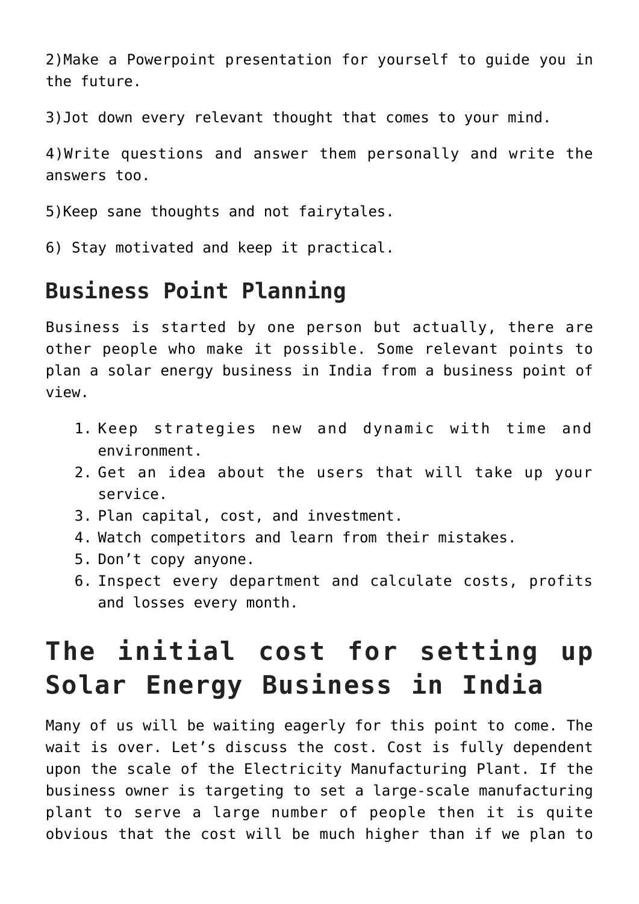2)Make a Powerpoint presentation for yourself to guide you in the future.

3)Jot down every relevant thought that comes to your mind.

4)Write questions and answer them personally and write the answers too.

5)Keep sane thoughts and not fairytales.

6) Stay motivated and keep it practical.

## Business Point Planning

Business is started by one person but actually, there are other people who make it possible. Some relevant points to plan a solar energy business in India from a business point of view.

1. Keep strategies new and dynamic with time and environment.
2. Get an idea about the users that will take up your service.
3. Plan capital, cost, and investment.
4. Watch competitors and learn from their mistakes.
5. Don't copy anyone.
6. Inspect every department and calculate costs, profits and losses every month.

# The initial cost for setting up Solar Energy Business in India

Many of us will be waiting eagerly for this point to come. The wait is over. Let's discuss the cost. Cost is fully dependent upon the scale of the Electricity Manufacturing Plant. If the business owner is targeting to set a large-scale manufacturing plant to serve a large number of people then it is quite obvious that the cost will be much higher than if we plan to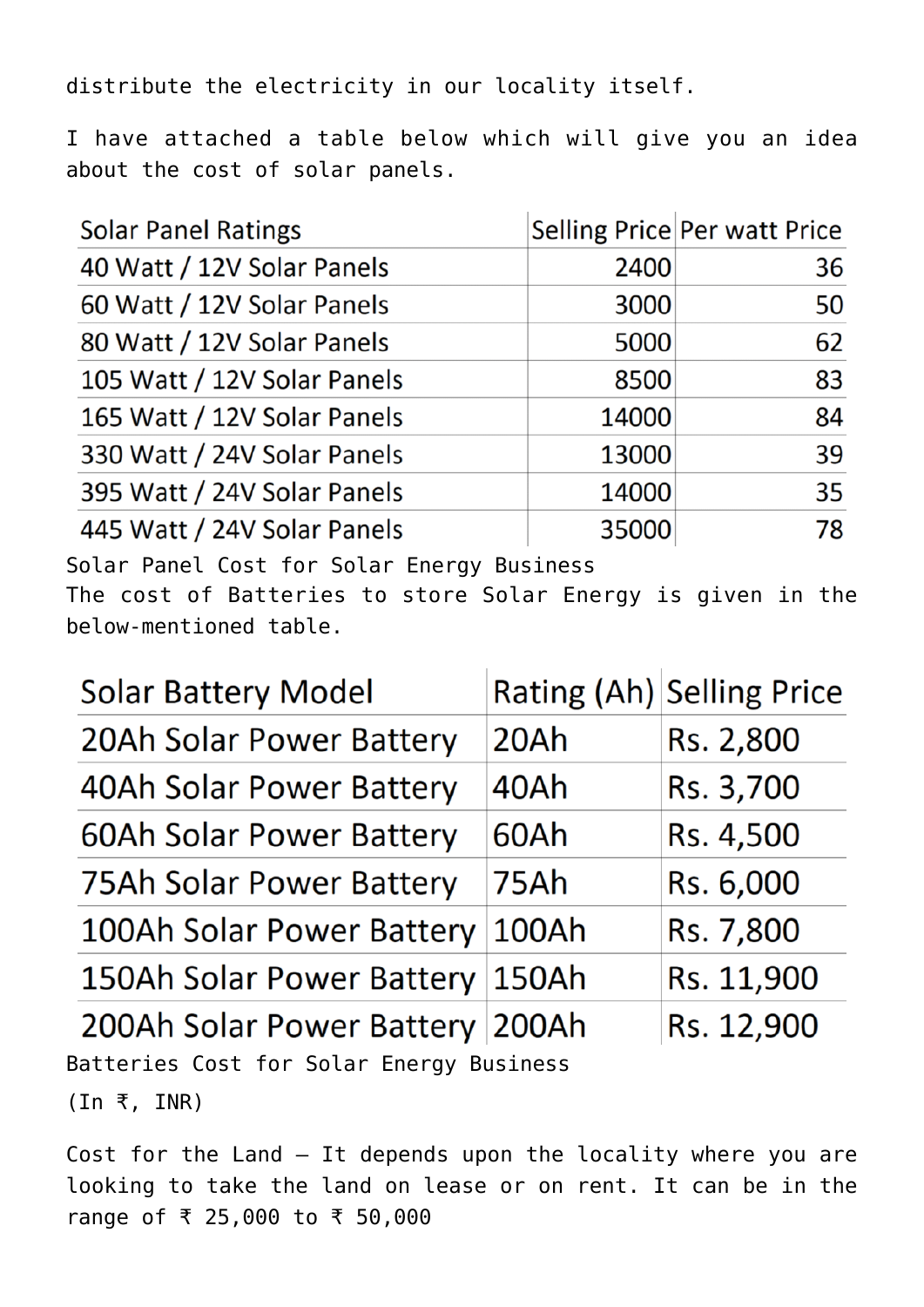distribute the electricity in our locality itself.

I have attached a table below which will give you an idea about the cost of solar panels.

| Solar Panel Ratings | Selling Price | Per watt Price |
| --- | --- | --- |
| 40 Watt / 12V Solar Panels | 2400 | 36 |
| 60 Watt / 12V Solar Panels | 3000 | 50 |
| 80 Watt / 12V Solar Panels | 5000 | 62 |
| 105 Watt / 12V Solar Panels | 8500 | 83 |
| 165 Watt / 12V Solar Panels | 14000 | 84 |
| 330 Watt / 24V Solar Panels | 13000 | 39 |
| 395 Watt / 24V Solar Panels | 14000 | 35 |
| 445 Watt / 24V Solar Panels | 35000 | 78 |

Solar Panel Cost for Solar Energy Business

The cost of Batteries to store Solar Energy is given in the below-mentioned table.

| Solar Battery Model | Rating (Ah) | Selling Price |
| --- | --- | --- |
| 20Ah Solar Power Battery | 20Ah | Rs. 2,800 |
| 40Ah Solar Power Battery | 40Ah | Rs. 3,700 |
| 60Ah Solar Power Battery | 60Ah | Rs. 4,500 |
| 75Ah Solar Power Battery | 75Ah | Rs. 6,000 |
| 100Ah Solar Power Battery | 100Ah | Rs. 7,800 |
| 150Ah Solar Power Battery | 150Ah | Rs. 11,900 |
| 200Ah Solar Power Battery | 200Ah | Rs. 12,900 |

Batteries Cost for Solar Energy Business

(In ₹, INR)

Cost for the Land – It depends upon the locality where you are looking to take the land on lease or on rent. It can be in the range of ₹ 25,000 to ₹ 50,000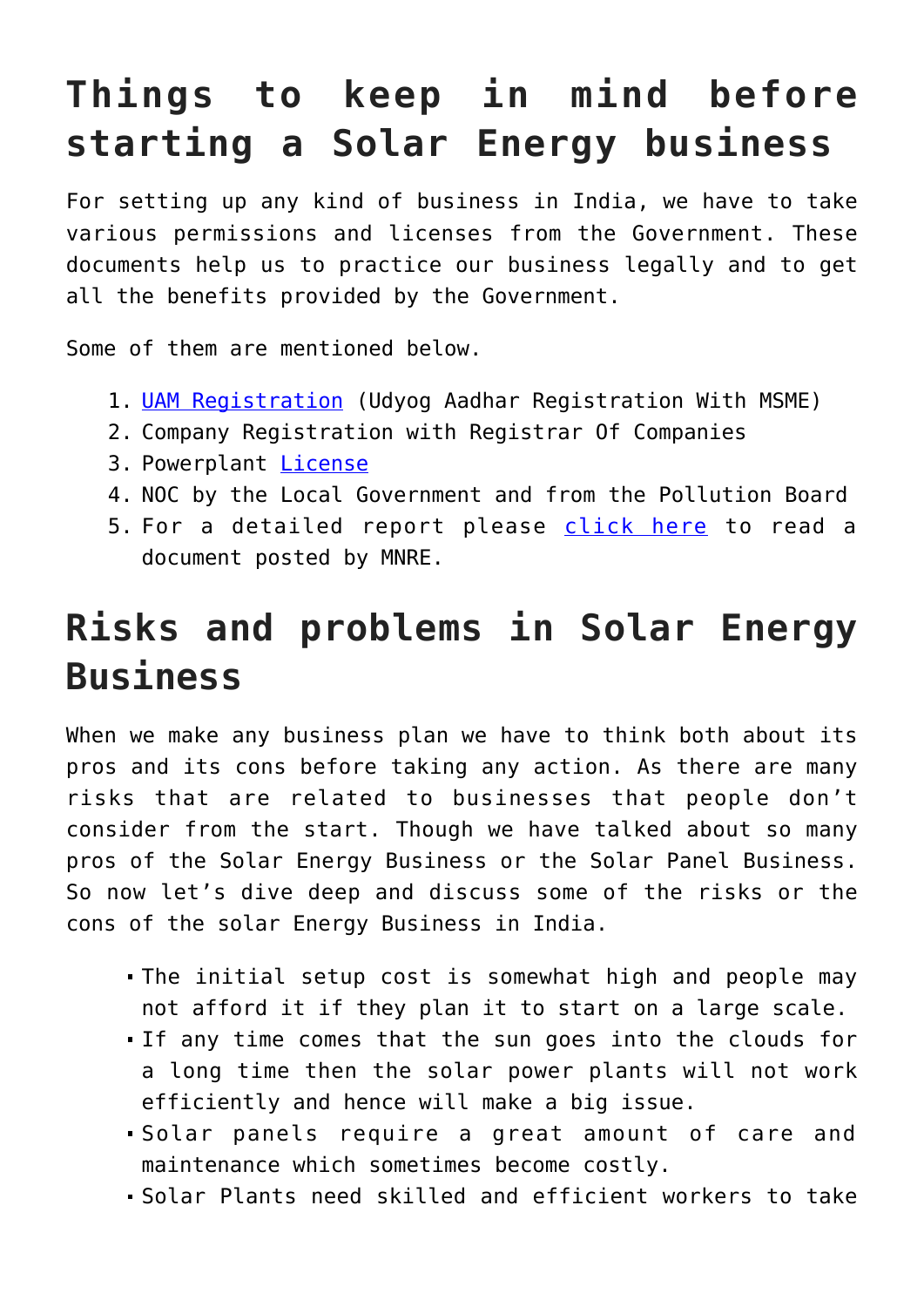# Things to keep in mind before starting a Solar Energy business

For setting up any kind of business in India, we have to take various permissions and licenses from the Government. These documents help us to practice our business legally and to get all the benefits provided by the Government.

Some of them are mentioned below.

1. UAM Registration (Udyog Aadhar Registration With MSME)
2. Company Registration with Registrar Of Companies
3. Powerplant License
4. NOC by the Local Government and from the Pollution Board
5. For a detailed report please click here to read a document posted by MNRE.

# Risks and problems in Solar Energy Business

When we make any business plan we have to think both about its pros and its cons before taking any action. As there are many risks that are related to businesses that people don't consider from the start. Though we have talked about so many pros of the Solar Energy Business or the Solar Panel Business. So now let's dive deep and discuss some of the risks or the cons of the solar Energy Business in India.

- The initial setup cost is somewhat high and people may not afford it if they plan it to start on a large scale.
- If any time comes that the sun goes into the clouds for a long time then the solar power plants will not work efficiently and hence will make a big issue.
- Solar panels require a great amount of care and maintenance which sometimes become costly.
- Solar Plants need skilled and efficient workers to take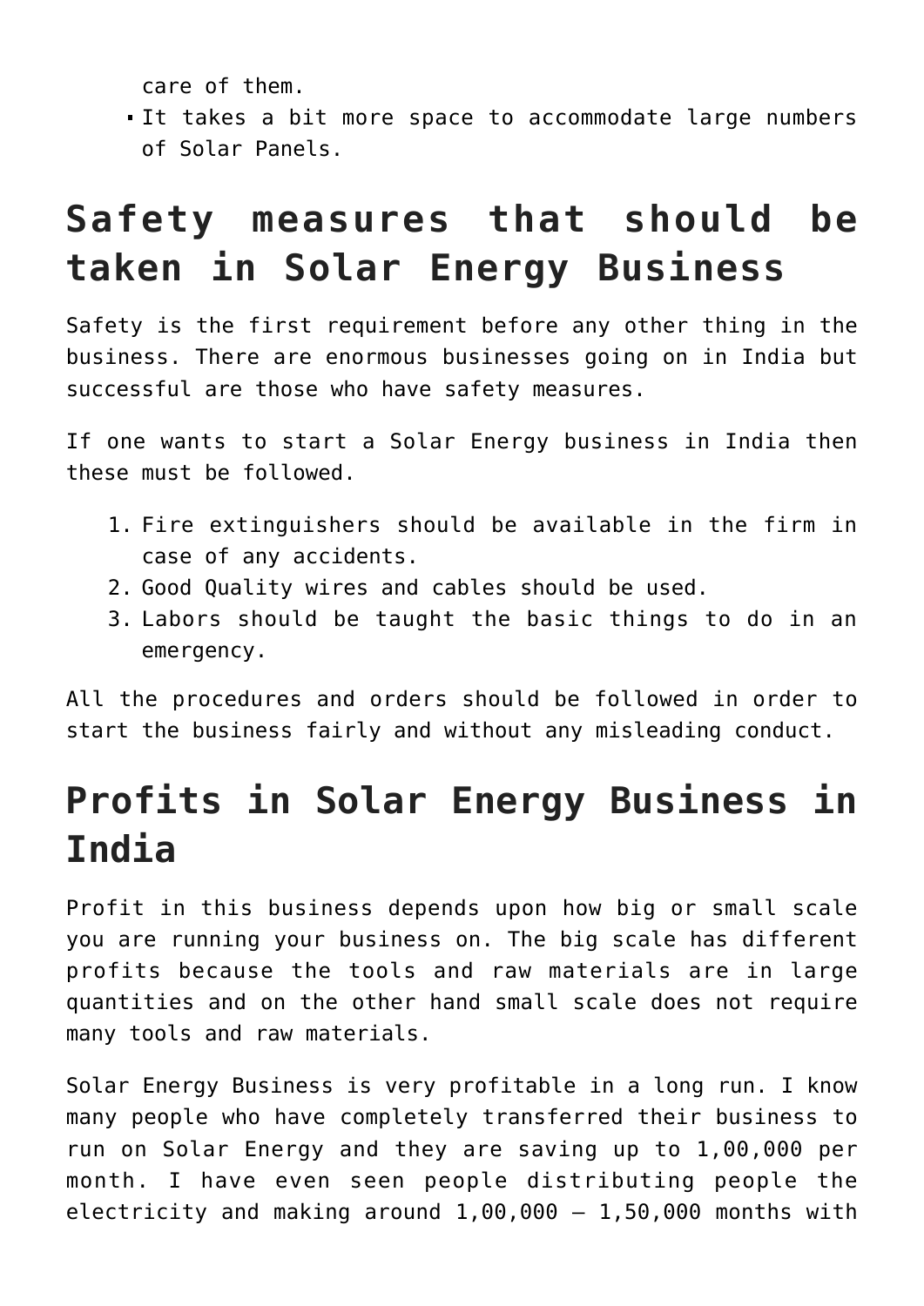care of them.

- It takes a bit more space to accommodate large numbers of Solar Panels.

## Safety measures that should be taken in Solar Energy Business

Safety is the first requirement before any other thing in the business. There are enormous businesses going on in India but successful are those who have safety measures.

If one wants to start a Solar Energy business in India then these must be followed.

1. Fire extinguishers should be available in the firm in case of any accidents.
2. Good Quality wires and cables should be used.
3. Labors should be taught the basic things to do in an emergency.

All the procedures and orders should be followed in order to start the business fairly and without any misleading conduct.

## Profits in Solar Energy Business in India

Profit in this business depends upon how big or small scale you are running your business on. The big scale has different profits because the tools and raw materials are in large quantities and on the other hand small scale does not require many tools and raw materials.

Solar Energy Business is very profitable in a long run. I know many people who have completely transferred their business to run on Solar Energy and they are saving up to 1,00,000 per month. I have even seen people distributing people the electricity and making around 1,00,000 – 1,50,000 months with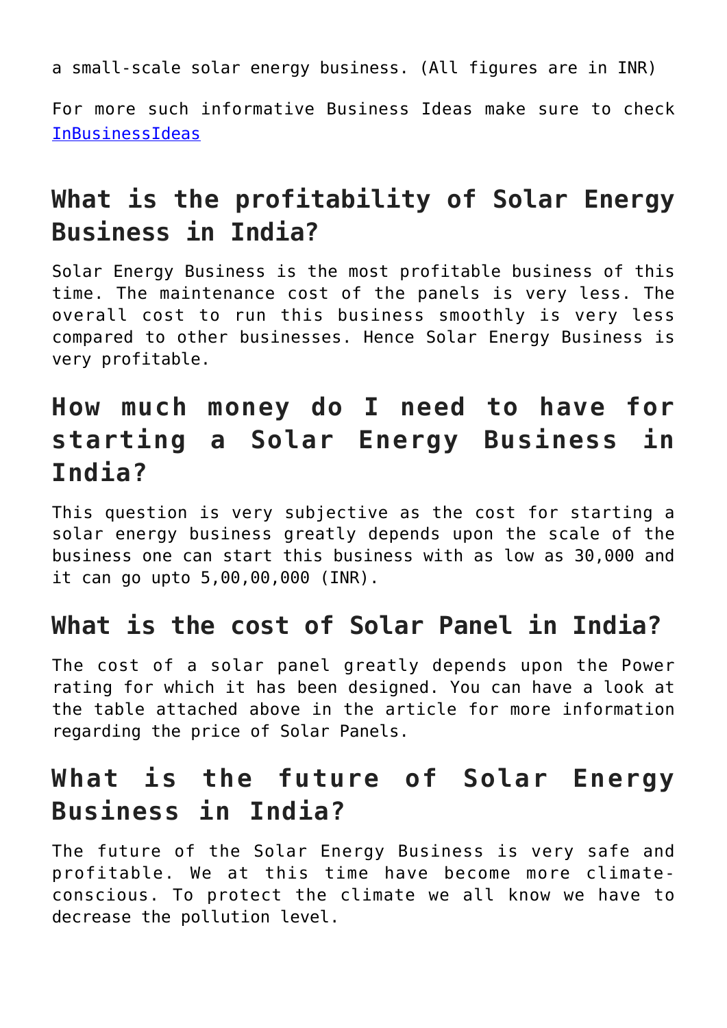a small-scale solar energy business. (All figures are in INR)

For more such informative Business Ideas make sure to check [InBusinessIdeas](InBusinessIdeas)

## What is the profitability of Solar Energy Business in India?

Solar Energy Business is the most profitable business of this time. The maintenance cost of the panels is very less. The overall cost to run this business smoothly is very less compared to other businesses. Hence Solar Energy Business is very profitable.

## How much money do I need to have for starting a Solar Energy Business in India?

This question is very subjective as the cost for starting a solar energy business greatly depends upon the scale of the business one can start this business with as low as 30,000 and it can go upto 5,00,00,000 (INR).

## What is the cost of Solar Panel in India?

The cost of a solar panel greatly depends upon the Power rating for which it has been designed. You can have a look at the table attached above in the article for more information regarding the price of Solar Panels.

## What is the future of Solar Energy Business in India?

The future of the Solar Energy Business is very safe and profitable. We at this time have become more climate-conscious. To protect the climate we all know we have to decrease the pollution level.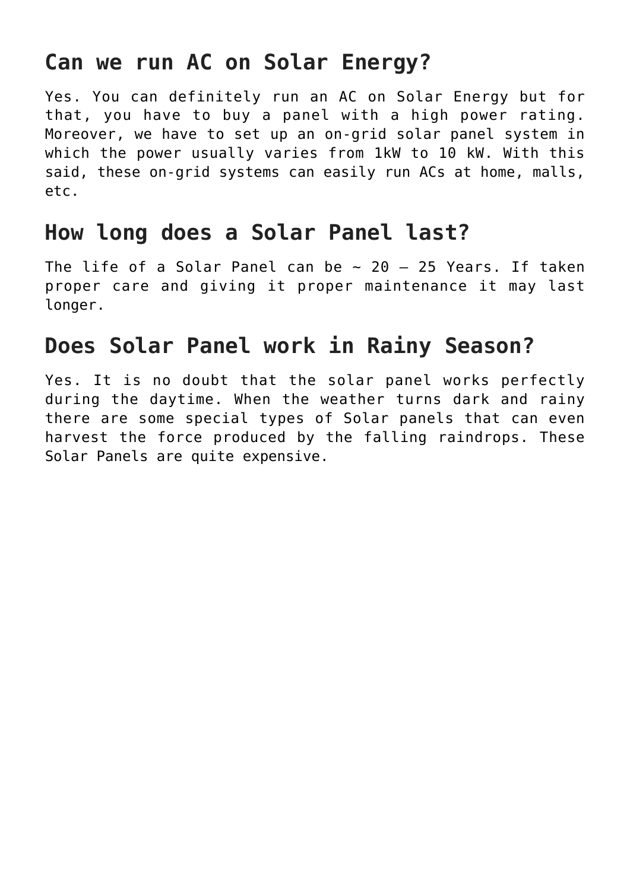## Can we run AC on Solar Energy?

Yes. You can definitely run an AC on Solar Energy but for that, you have to buy a panel with a high power rating. Moreover, we have to set up an on-grid solar panel system in which the power usually varies from 1kW to 10 kW. With this said, these on-grid systems can easily run ACs at home, malls, etc.

## How long does a Solar Panel last?

The life of a Solar Panel can be ~ 20 – 25 Years. If taken proper care and giving it proper maintenance it may last longer.

## Does Solar Panel work in Rainy Season?

Yes. It is no doubt that the solar panel works perfectly during the daytime. When the weather turns dark and rainy there are some special types of Solar panels that can even harvest the force produced by the falling raindrops. These Solar Panels are quite expensive.